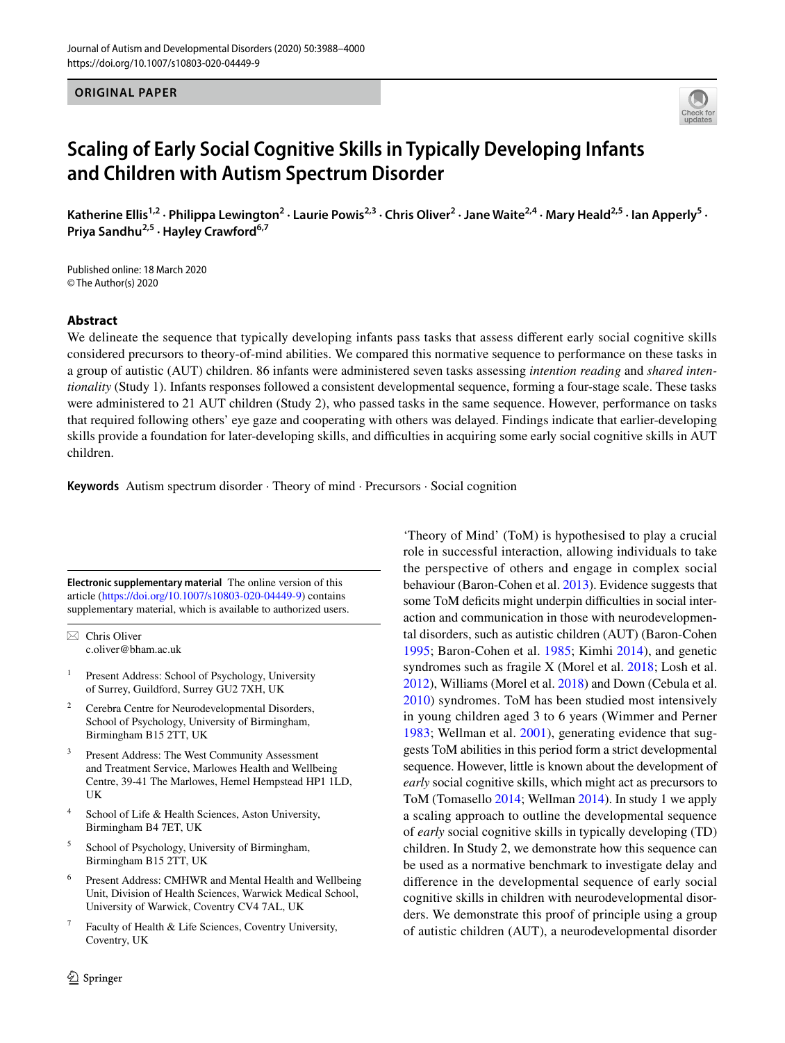ORIGINAL PAPER

# Scaling of Early Social Cognitive Skills in Typically Developing Infants and Children with Autism Spectrum Disorder

Katherine Ellis[1,2] · Philippa Lewington[2] · Laurie Powis[2,3] · Chris Oliver[2] · Jane Waite[2,4] · Mary Heald[2,5] · Ian Apperly[5] · Priya Sandhu[2,5] · Hayley Crawford[6,7]

Published online: 18 March 2020
© The Author(s) 2020

## Abstract

We delineate the sequence that typically developing infants pass tasks that assess different early social cognitive skills considered precursors to theory-of-mind abilities. We compared this normative sequence to performance on these tasks in a group of autistic (AUT) children. 86 infants were administered seven tasks assessing *intention reading* and *shared intentionality* (Study 1). Infants responses followed a consistent developmental sequence, forming a four-stage scale. These tasks were administered to 21 AUT children (Study 2), who passed tasks in the same sequence. However, performance on tasks that required following others' eye gaze and cooperating with others was delayed. Findings indicate that earlier-developing skills provide a foundation for later-developing skills, and difficulties in acquiring some early social cognitive skills in AUT children.

**Keywords** Autism spectrum disorder · Theory of mind · Precursors · Social cognition

'Theory of Mind' (ToM) is hypothesised to play a crucial role in successful interaction, allowing individuals to take the perspective of others and engage in complex social behaviour (Baron-Cohen et al. 2013). Evidence suggests that some ToM deficits might underpin difficulties in social interaction and communication in those with neurodevelopmental disorders, such as autistic children (AUT) (Baron-Cohen 1995; Baron-Cohen et al. 1985; Kimhi 2014), and genetic syndromes such as fragile X (Morel et al. 2018; Losh et al. 2012), Williams (Morel et al. 2018) and Down (Cebula et al. 2010) syndromes. ToM has been studied most intensively in young children aged 3 to 6 years (Wimmer and Perner 1983; Wellman et al. 2001), generating evidence that suggests ToM abilities in this period form a strict developmental sequence. However, little is known about the development of *early* social cognitive skills, which might act as precursors to ToM (Tomasello 2014; Wellman 2014). In study 1 we apply a scaling approach to outline the developmental sequence of *early* social cognitive skills in typically developing (TD) children. In Study 2, we demonstrate how this sequence can be used as a normative benchmark to investigate delay and difference in the developmental sequence of early social cognitive skills in children with neurodevelopmental disorders. We demonstrate this proof of principle using a group of autistic children (AUT), a neurodevelopmental disorder

---

**Electronic supplementary material** The online version of this article (https://doi.org/10.1007/s10803-020-04449-9) contains supplementary material, which is available to authorized users.

✉ Chris Oliver
c.oliver@bham.ac.uk

1. Present Address: School of Psychology, University of Surrey, Guildford, Surrey GU2 7XH, UK
2. Cerebra Centre for Neurodevelopmental Disorders, School of Psychology, University of Birmingham, Birmingham B15 2TT, UK
3. Present Address: The West Community Assessment and Treatment Service, Marlowes Health and Wellbeing Centre, 39-41 The Marlowes, Hemel Hempstead HP1 1LD, UK
4. School of Life & Health Sciences, Aston University, Birmingham B4 7ET, UK
5. School of Psychology, University of Birmingham, Birmingham B15 2TT, UK
6. Present Address: CMHWR and Mental Health and Wellbeing Unit, Division of Health Sciences, Warwick Medical School, University of Warwick, Coventry CV4 7AL, UK
7. Faculty of Health & Life Sciences, Coventry University, Coventry, UK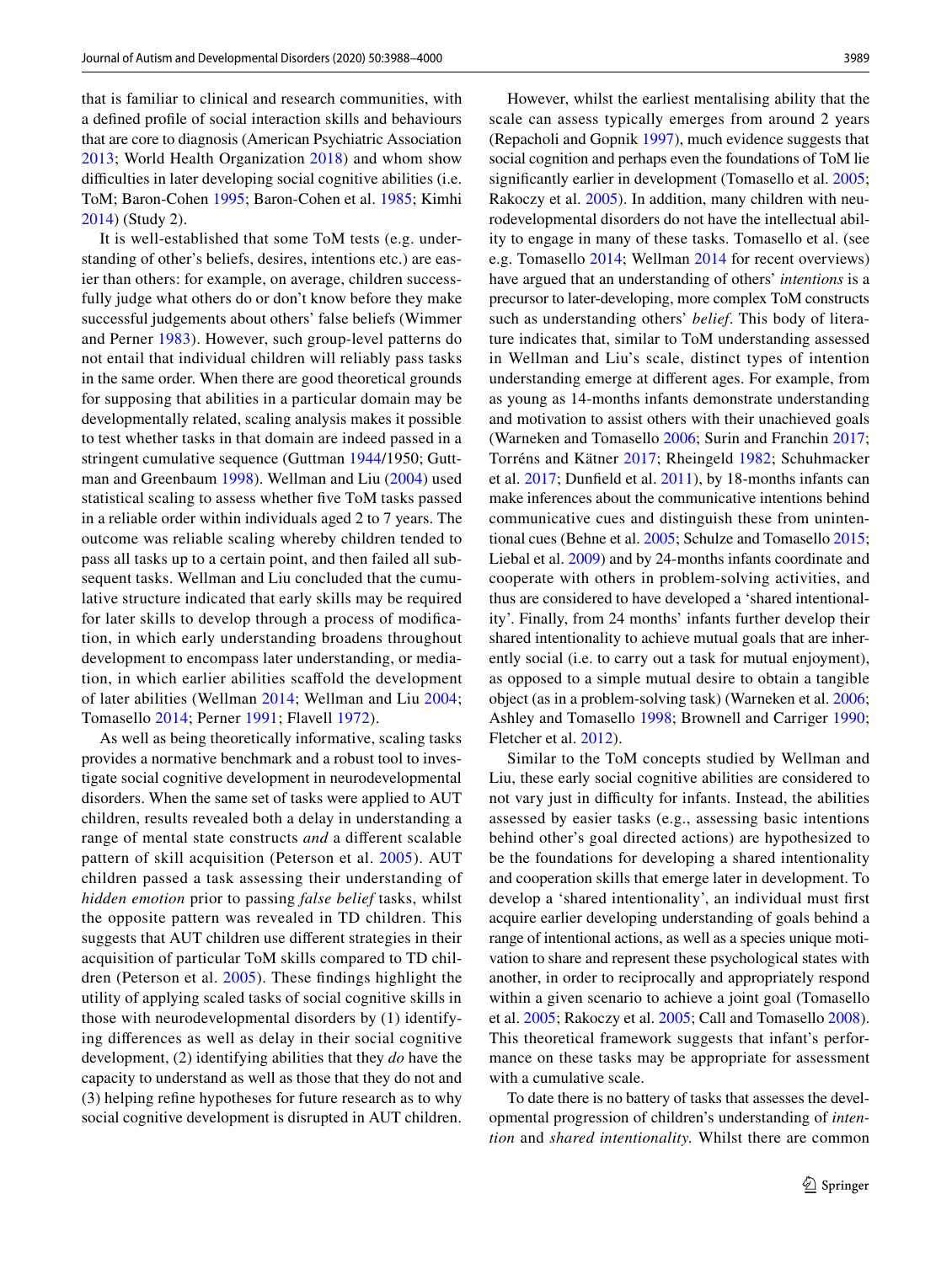that is familiar to clinical and research communities, with a defined profile of social interaction skills and behaviours that are core to diagnosis (American Psychiatric Association 2013; World Health Organization 2018) and whom show difficulties in later developing social cognitive abilities (i.e. ToM; Baron-Cohen 1995; Baron-Cohen et al. 1985; Kimhi 2014) (Study 2).

It is well-established that some ToM tests (e.g. understanding of other's beliefs, desires, intentions etc.) are easier than others: for example, on average, children successfully judge what others do or don't know before they make successful judgements about others' false beliefs (Wimmer and Perner 1983). However, such group-level patterns do not entail that individual children will reliably pass tasks in the same order. When there are good theoretical grounds for supposing that abilities in a particular domain may be developmentally related, scaling analysis makes it possible to test whether tasks in that domain are indeed passed in a stringent cumulative sequence (Guttman 1944/1950; Guttman and Greenbaum 1998). Wellman and Liu (2004) used statistical scaling to assess whether five ToM tasks passed in a reliable order within individuals aged 2 to 7 years. The outcome was reliable scaling whereby children tended to pass all tasks up to a certain point, and then failed all subsequent tasks. Wellman and Liu concluded that the cumulative structure indicated that early skills may be required for later skills to develop through a process of modification, in which early understanding broadens throughout development to encompass later understanding, or mediation, in which earlier abilities scaffold the development of later abilities (Wellman 2014; Wellman and Liu 2004; Tomasello 2014; Perner 1991; Flavell 1972).

As well as being theoretically informative, scaling tasks provides a normative benchmark and a robust tool to investigate social cognitive development in neurodevelopmental disorders. When the same set of tasks were applied to AUT children, results revealed both a delay in understanding a range of mental state constructs *and* a different scalable pattern of skill acquisition (Peterson et al. 2005). AUT children passed a task assessing their understanding of *hidden emotion* prior to passing *false belief* tasks, whilst the opposite pattern was revealed in TD children. This suggests that AUT children use different strategies in their acquisition of particular ToM skills compared to TD children (Peterson et al. 2005). These findings highlight the utility of applying scaled tasks of social cognitive skills in those with neurodevelopmental disorders by (1) identifying differences as well as delay in their social cognitive development, (2) identifying abilities that they *do* have the capacity to understand as well as those that they do not and (3) helping refine hypotheses for future research as to why social cognitive development is disrupted in AUT children.

However, whilst the earliest mentalising ability that the scale can assess typically emerges from around 2 years (Repacholi and Gopnik 1997), much evidence suggests that social cognition and perhaps even the foundations of ToM lie significantly earlier in development (Tomasello et al. 2005; Rakoczy et al. 2005). In addition, many children with neurodevelopmental disorders do not have the intellectual ability to engage in many of these tasks. Tomasello et al. (see e.g. Tomasello 2014; Wellman 2014 for recent overviews) have argued that an understanding of others' *intentions* is a precursor to later-developing, more complex ToM constructs such as understanding others' *belief*. This body of literature indicates that, similar to ToM understanding assessed in Wellman and Liu's scale, distinct types of intention understanding emerge at different ages. For example, from as young as 14-months infants demonstrate understanding and motivation to assist others with their unachieved goals (Warneken and Tomasello 2006; Surin and Franchin 2017; Torréns and Kätner 2017; Rheingeld 1982; Schuhmacker et al. 2017; Dunfield et al. 2011), by 18-months infants can make inferences about the communicative intentions behind communicative cues and distinguish these from unintentional cues (Behne et al. 2005; Schulze and Tomasello 2015; Liebal et al. 2009) and by 24-months infants coordinate and cooperate with others in problem-solving activities, and thus are considered to have developed a 'shared intentionality'. Finally, from 24 months' infants further develop their shared intentionality to achieve mutual goals that are inherently social (i.e. to carry out a task for mutual enjoyment), as opposed to a simple mutual desire to obtain a tangible object (as in a problem-solving task) (Warneken et al. 2006; Ashley and Tomasello 1998; Brownell and Carriger 1990; Fletcher et al. 2012).

Similar to the ToM concepts studied by Wellman and Liu, these early social cognitive abilities are considered to not vary just in difficulty for infants. Instead, the abilities assessed by easier tasks (e.g., assessing basic intentions behind other's goal directed actions) are hypothesized to be the foundations for developing a shared intentionality and cooperation skills that emerge later in development. To develop a 'shared intentionality', an individual must first acquire earlier developing understanding of goals behind a range of intentional actions, as well as a species unique motivation to share and represent these psychological states with another, in order to reciprocally and appropriately respond within a given scenario to achieve a joint goal (Tomasello et al. 2005; Rakoczy et al. 2005; Call and Tomasello 2008). This theoretical framework suggests that infant's performance on these tasks may be appropriate for assessment with a cumulative scale.

To date there is no battery of tasks that assesses the developmental progression of children's understanding of *intention* and *shared intentionality.* Whilst there are common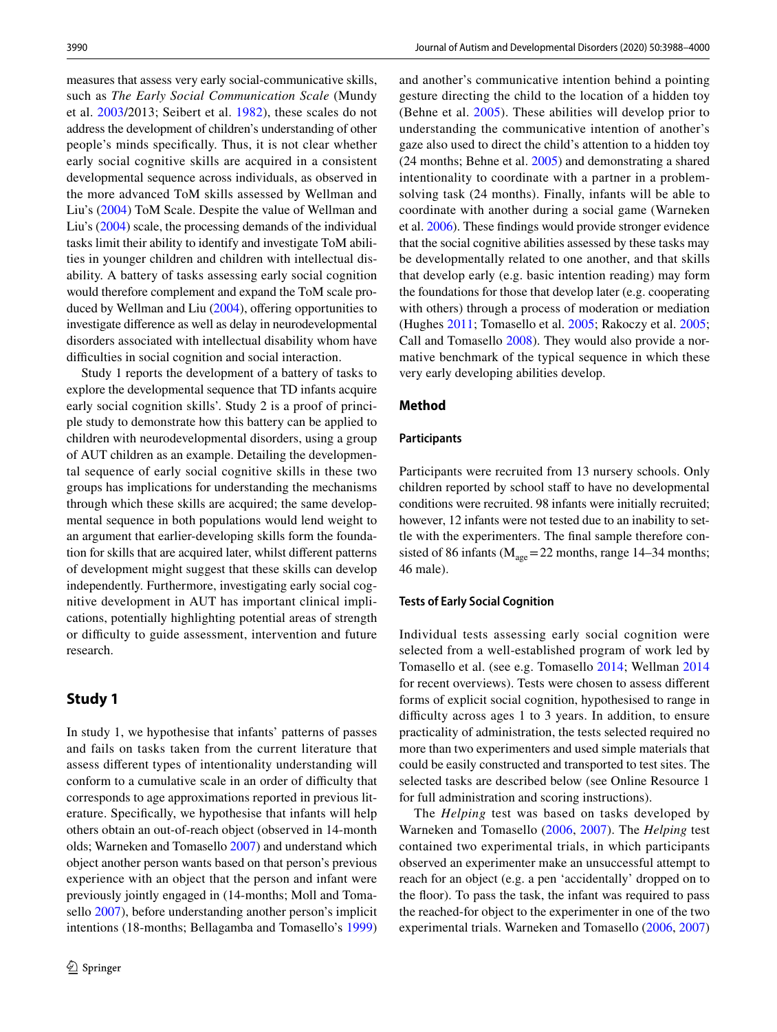measures that assess very early social-communicative skills, such as *The Early Social Communication Scale* (Mundy et al. 2003/2013; Seibert et al. 1982), these scales do not address the development of children's understanding of other people's minds specifically. Thus, it is not clear whether early social cognitive skills are acquired in a consistent developmental sequence across individuals, as observed in the more advanced ToM skills assessed by Wellman and Liu's (2004) ToM Scale. Despite the value of Wellman and Liu's (2004) scale, the processing demands of the individual tasks limit their ability to identify and investigate ToM abilities in younger children and children with intellectual disability. A battery of tasks assessing early social cognition would therefore complement and expand the ToM scale produced by Wellman and Liu (2004), offering opportunities to investigate difference as well as delay in neurodevelopmental disorders associated with intellectual disability whom have difficulties in social cognition and social interaction.

Study 1 reports the development of a battery of tasks to explore the developmental sequence that TD infants acquire early social cognition skills'. Study 2 is a proof of principle study to demonstrate how this battery can be applied to children with neurodevelopmental disorders, using a group of AUT children as an example. Detailing the developmental sequence of early social cognitive skills in these two groups has implications for understanding the mechanisms through which these skills are acquired; the same developmental sequence in both populations would lend weight to an argument that earlier-developing skills form the foundation for skills that are acquired later, whilst different patterns of development might suggest that these skills can develop independently. Furthermore, investigating early social cognitive development in AUT has important clinical implications, potentially highlighting potential areas of strength or difficulty to guide assessment, intervention and future research.

## Study 1

In study 1, we hypothesise that infants' patterns of passes and fails on tasks taken from the current literature that assess different types of intentionality understanding will conform to a cumulative scale in an order of difficulty that corresponds to age approximations reported in previous literature. Specifically, we hypothesise that infants will help others obtain an out-of-reach object (observed in 14-month olds; Warneken and Tomasello 2007) and understand which object another person wants based on that person's previous experience with an object that the person and infant were previously jointly engaged in (14-months; Moll and Tomasello 2007), before understanding another person's implicit intentions (18-months; Bellagamba and Tomasello's 1999) and another's communicative intention behind a pointing gesture directing the child to the location of a hidden toy (Behne et al. 2005). These abilities will develop prior to understanding the communicative intention of another's gaze also used to direct the child's attention to a hidden toy (24 months; Behne et al. 2005) and demonstrating a shared intentionality to coordinate with a partner in a problem-solving task (24 months). Finally, infants will be able to coordinate with another during a social game (Warneken et al. 2006). These findings would provide stronger evidence that the social cognitive abilities assessed by these tasks may be developmentally related to one another, and that skills that develop early (e.g. basic intention reading) may form the foundations for those that develop later (e.g. cooperating with others) through a process of moderation or mediation (Hughes 2011; Tomasello et al. 2005; Rakoczy et al. 2005; Call and Tomasello 2008). They would also provide a normative benchmark of the typical sequence in which these very early developing abilities develop.

### Method

#### Participants

Participants were recruited from 13 nursery schools. Only children reported by school staff to have no developmental conditions were recruited. 98 infants were initially recruited; however, 12 infants were not tested due to an inability to settle with the experimenters. The final sample therefore consisted of 86 infants ($M_{age}=22$ months, range 14–34 months; 46 male).

#### Tests of Early Social Cognition

Individual tests assessing early social cognition were selected from a well-established program of work led by Tomasello et al. (see e.g. Tomasello 2014; Wellman 2014 for recent overviews). Tests were chosen to assess different forms of explicit social cognition, hypothesised to range in difficulty across ages 1 to 3 years. In addition, to ensure practicality of administration, the tests selected required no more than two experimenters and used simple materials that could be easily constructed and transported to test sites. The selected tasks are described below (see Online Resource 1 for full administration and scoring instructions).

The *Helping* test was based on tasks developed by Warneken and Tomasello (2006, 2007). The *Helping* test contained two experimental trials, in which participants observed an experimenter make an unsuccessful attempt to reach for an object (e.g. a pen 'accidentally' dropped on to the floor). To pass the task, the infant was required to pass the reached-for object to the experimenter in one of the two experimental trials. Warneken and Tomasello (2006, 2007)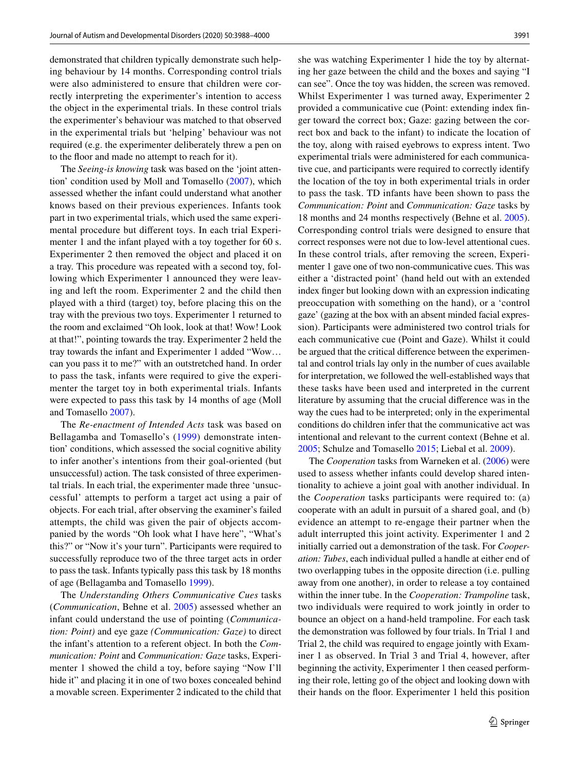demonstrated that children typically demonstrate such helping behaviour by 14 months. Corresponding control trials were also administered to ensure that children were correctly interpreting the experimenter's intention to access the object in the experimental trials. In these control trials the experimenter's behaviour was matched to that observed in the experimental trials but 'helping' behaviour was not required (e.g. the experimenter deliberately threw a pen on to the floor and made no attempt to reach for it).

The *Seeing-is knowing* task was based on the 'joint attention' condition used by Moll and Tomasello (2007), which assessed whether the infant could understand what another knows based on their previous experiences. Infants took part in two experimental trials, which used the same experimental procedure but different toys. In each trial Experimenter 1 and the infant played with a toy together for 60 s. Experimenter 2 then removed the object and placed it on a tray. This procedure was repeated with a second toy, following which Experimenter 1 announced they were leaving and left the room. Experimenter 2 and the child then played with a third (target) toy, before placing this on the tray with the previous two toys. Experimenter 1 returned to the room and exclaimed "Oh look, look at that! Wow! Look at that!", pointing towards the tray. Experimenter 2 held the tray towards the infant and Experimenter 1 added "Wow… can you pass it to me?" with an outstretched hand. In order to pass the task, infants were required to give the experimenter the target toy in both experimental trials. Infants were expected to pass this task by 14 months of age (Moll and Tomasello 2007).

The *Re-enactment of Intended Acts* task was based on Bellagamba and Tomasello's (1999) demonstrate intention' conditions, which assessed the social cognitive ability to infer another's intentions from their goal-oriented (but unsuccessful) action. The task consisted of three experimental trials. In each trial, the experimenter made three 'unsuccessful' attempts to perform a target act using a pair of objects. For each trial, after observing the examiner's failed attempts, the child was given the pair of objects accompanied by the words "Oh look what I have here", "What's this?" or "Now it's your turn". Participants were required to successfully reproduce two of the three target acts in order to pass the task. Infants typically pass this task by 18 months of age (Bellagamba and Tomasello 1999).

The *Understanding Others Communicative Cues* tasks (*Communication*, Behne et al. 2005) assessed whether an infant could understand the use of pointing (*Communication: Point)* and eye gaze *(Communication: Gaze)* to direct the infant's attention to a referent object. In both the *Communication: Point* and *Communication: Gaze* tasks, Experimenter 1 showed the child a toy, before saying "Now I'll hide it" and placing it in one of two boxes concealed behind a movable screen. Experimenter 2 indicated to the child that she was watching Experimenter 1 hide the toy by alternating her gaze between the child and the boxes and saying "I can see". Once the toy was hidden, the screen was removed. Whilst Experimenter 1 was turned away, Experimenter 2 provided a communicative cue (Point: extending index finger toward the correct box; Gaze: gazing between the correct box and back to the infant) to indicate the location of the toy, along with raised eyebrows to express intent. Two experimental trials were administered for each communicative cue, and participants were required to correctly identify the location of the toy in both experimental trials in order to pass the task. TD infants have been shown to pass the *Communication: Point* and *Communication: Gaze* tasks by 18 months and 24 months respectively (Behne et al. 2005). Corresponding control trials were designed to ensure that correct responses were not due to low-level attentional cues. In these control trials, after removing the screen, Experimenter 1 gave one of two non-communicative cues. This was either a 'distracted point' (hand held out with an extended index finger but looking down with an expression indicating preoccupation with something on the hand), or a 'control gaze' (gazing at the box with an absent minded facial expression). Participants were administered two control trials for each communicative cue (Point and Gaze). Whilst it could be argued that the critical difference between the experimental and control trials lay only in the number of cues available for interpretation, we followed the well-established ways that these tasks have been used and interpreted in the current literature by assuming that the crucial difference was in the way the cues had to be interpreted; only in the experimental conditions do children infer that the communicative act was intentional and relevant to the current context (Behne et al. 2005; Schulze and Tomasello 2015; Liebal et al. 2009).

The *Cooperation* tasks from Warneken et al. (2006) were used to assess whether infants could develop shared intentionality to achieve a joint goal with another individual. In the *Cooperation* tasks participants were required to: (a) cooperate with an adult in pursuit of a shared goal, and (b) evidence an attempt to re-engage their partner when the adult interrupted this joint activity. Experimenter 1 and 2 initially carried out a demonstration of the task. For *Cooperation: Tubes*, each individual pulled a handle at either end of two overlapping tubes in the opposite direction (i.e. pulling away from one another), in order to release a toy contained within the inner tube. In the *Cooperation: Trampoline* task, two individuals were required to work jointly in order to bounce an object on a hand-held trampoline. For each task the demonstration was followed by four trials. In Trial 1 and Trial 2, the child was required to engage jointly with Examiner 1 as observed. In Trial 3 and Trial 4, however, after beginning the activity, Experimenter 1 then ceased performing their role, letting go of the object and looking down with their hands on the floor. Experimenter 1 held this position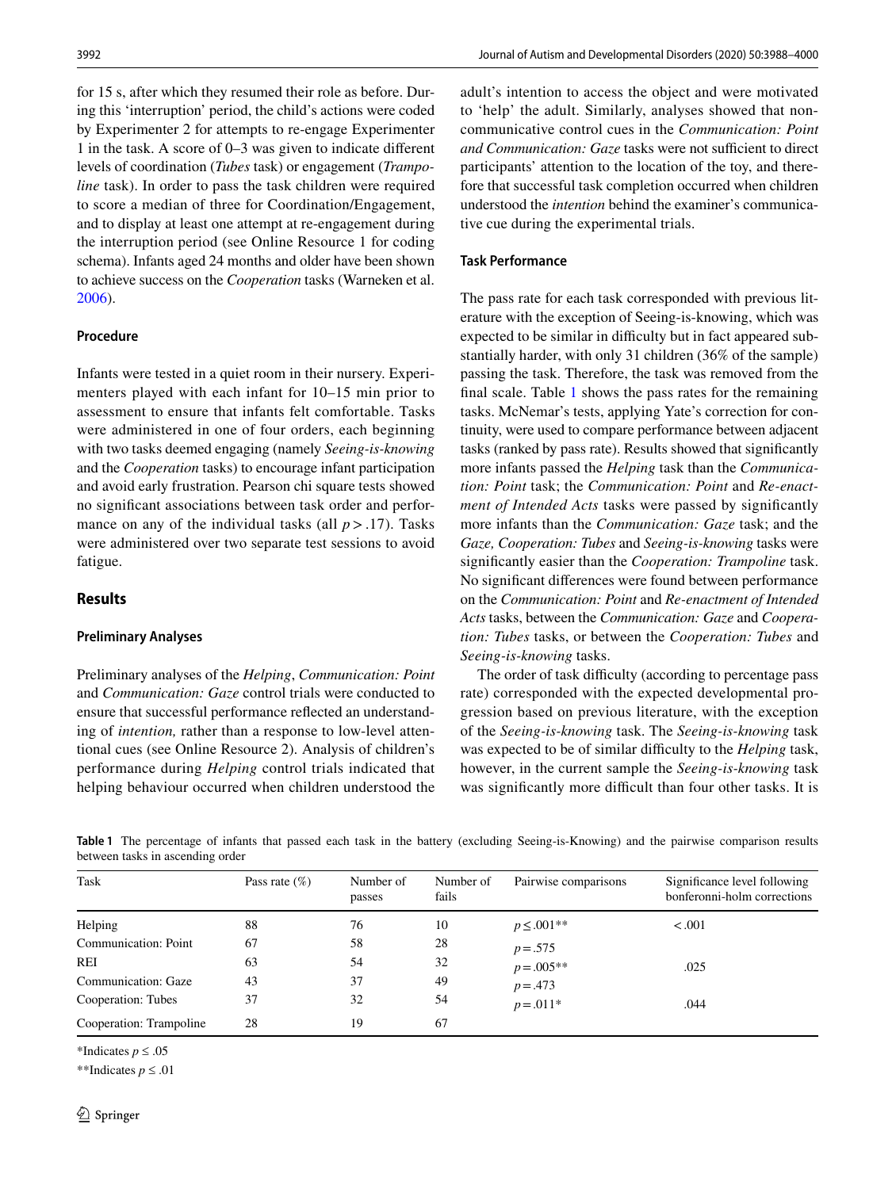for 15 s, after which they resumed their role as before. During this 'interruption' period, the child's actions were coded by Experimenter 2 for attempts to re-engage Experimenter 1 in the task. A score of 0–3 was given to indicate different levels of coordination (*Tubes* task) or engagement (*Trampoline* task). In order to pass the task children were required to score a median of three for Coordination/Engagement, and to display at least one attempt at re-engagement during the interruption period (see Online Resource 1 for coding schema). Infants aged 24 months and older have been shown to achieve success on the *Cooperation* tasks (Warneken et al. 2006).

### Procedure

Infants were tested in a quiet room in their nursery. Experimenters played with each infant for 10–15 min prior to assessment to ensure that infants felt comfortable. Tasks were administered in one of four orders, each beginning with two tasks deemed engaging (namely *Seeing-is-knowing* and the *Cooperation* tasks) to encourage infant participation and avoid early frustration. Pearson chi square tests showed no significant associations between task order and performance on any of the individual tasks (all $p > .17$). Tasks were administered over two separate test sessions to avoid fatigue.

## Results

### Preliminary Analyses

Preliminary analyses of the *Helping*, *Communication: Point* and *Communication: Gaze* control trials were conducted to ensure that successful performance reflected an understanding of *intention,* rather than a response to low-level attentional cues (see Online Resource 2). Analysis of children's performance during *Helping* control trials indicated that helping behaviour occurred when children understood the adult's intention to access the object and were motivated to 'help' the adult. Similarly, analyses showed that non-communicative control cues in the *Communication: Point and Communication: Gaze* tasks were not sufficient to direct participants' attention to the location of the toy, and therefore that successful task completion occurred when children understood the *intention* behind the examiner's communicative cue during the experimental trials.

### Task Performance

The pass rate for each task corresponded with previous literature with the exception of Seeing-is-knowing, which was expected to be similar in difficulty but in fact appeared substantially harder, with only 31 children (36% of the sample) passing the task. Therefore, the task was removed from the final scale. Table 1 shows the pass rates for the remaining tasks. McNemar's tests, applying Yate's correction for continuity, were used to compare performance between adjacent tasks (ranked by pass rate). Results showed that significantly more infants passed the *Helping* task than the *Communication: Point* task; the *Communication: Point* and *Re-enactment of Intended Acts* tasks were passed by significantly more infants than the *Communication: Gaze* task; and the *Gaze, Cooperation: Tubes* and *Seeing-is-knowing* tasks were significantly easier than the *Cooperation: Trampoline* task. No significant differences were found between performance on the *Communication: Point* and *Re-enactment of Intended Acts* tasks, between the *Communication: Gaze* and *Cooperation: Tubes* tasks, or between the *Cooperation: Tubes* and *Seeing-is-knowing* tasks.

The order of task difficulty (according to percentage pass rate) corresponded with the expected developmental progression based on previous literature, with the exception of the *Seeing-is-knowing* task. The *Seeing-is-knowing* task was expected to be of similar difficulty to the *Helping* task, however, in the current sample the *Seeing-is-knowing* task was significantly more difficult than four other tasks. It is

**Table 1** The percentage of infants that passed each task in the battery (excluding Seeing-is-Knowing) and the pairwise comparison results between tasks in ascending order

| Task | Pass rate (%) | Number of passes | Number of fails | Pairwise comparisons | Significance level following bonferonni-holm corrections |
|---|---|---|---|---|---|
| Helping | 88 | 76 | 10 | $p \leq .001$** | < .001 |
| Communication: Point | 67 | 58 | 28 | $p = .575$ | |
| REI | 63 | 54 | 32 | $p = .005$** | .025 |
| Communication: Gaze | 43 | 37 | 49 | $p = .473$ | |
| Cooperation: Tubes | 37 | 32 | 54 | $p = .011$* | .044 |
| Cooperation: Trampoline | 28 | 19 | 67 | | |

*Indicates $p \leq .05$

**Indicates $p \leq .01$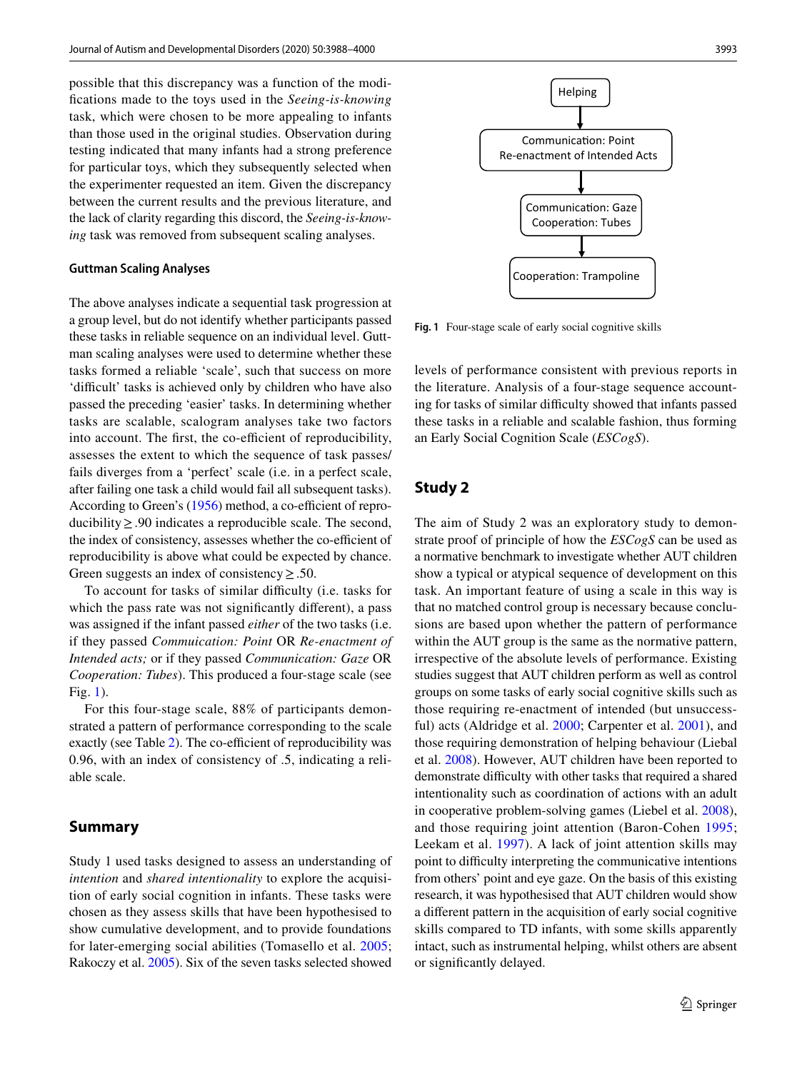possible that this discrepancy was a function of the modifications made to the toys used in the *Seeing-is-knowing* task, which were chosen to be more appealing to infants than those used in the original studies. Observation during testing indicated that many infants had a strong preference for particular toys, which they subsequently selected when the experimenter requested an item. Given the discrepancy between the current results and the previous literature, and the lack of clarity regarding this discord, the *Seeing-is-knowing* task was removed from subsequent scaling analyses.

### Guttman Scaling Analyses

The above analyses indicate a sequential task progression at a group level, but do not identify whether participants passed these tasks in reliable sequence on an individual level. Guttman scaling analyses were used to determine whether these tasks formed a reliable 'scale', such that success on more 'difficult' tasks is achieved only by children who have also passed the preceding 'easier' tasks. In determining whether tasks are scalable, scalogram analyses take two factors into account. The first, the co-efficient of reproducibility, assesses the extent to which the sequence of task passes/fails diverges from a 'perfect' scale (i.e. in a perfect scale, after failing one task a child would fail all subsequent tasks). According to Green's (1956) method, a co-efficient of reproducibility $\geq$ .90 indicates a reproducible scale. The second, the index of consistency, assesses whether the co-efficient of reproducibility is above what could be expected by chance. Green suggests an index of consistency $\geq$ .50.

To account for tasks of similar difficulty (i.e. tasks for which the pass rate was not significantly different), a pass was assigned if the infant passed *either* of the two tasks (i.e. if they passed *Commuication: Point* OR *Re-enactment of Intended acts;* or if they passed *Communication: Gaze* OR *Cooperation: Tubes*). This produced a four-stage scale (see Fig. 1).

For this four-stage scale, 88% of participants demonstrated a pattern of performance corresponding to the scale exactly (see Table 2). The co-efficient of reproducibility was 0.96, with an index of consistency of .5, indicating a reliable scale.

## Summary

Study 1 used tasks designed to assess an understanding of *intention* and *shared intentionality* to explore the acquisition of early social cognition in infants. These tasks were chosen as they assess skills that have been hypothesised to show cumulative development, and to provide foundations for later-emerging social abilities (Tomasello et al. 2005; Rakoczy et al. 2005). Six of the seven tasks selected showed

Helping → Communication: Point / Re-enactment of Intended Acts → Communication: Gaze / Cooperation: Tubes → Cooperation: Trampoline

**Fig. 1** Four-stage scale of early social cognitive skills

levels of performance consistent with previous reports in the literature. Analysis of a four-stage sequence accounting for tasks of similar difficulty showed that infants passed these tasks in a reliable and scalable fashion, thus forming an Early Social Cognition Scale (*ESCogS*).

## Study 2

The aim of Study 2 was an exploratory study to demonstrate proof of principle of how the *ESCogS* can be used as a normative benchmark to investigate whether AUT children show a typical or atypical sequence of development on this task. An important feature of using a scale in this way is that no matched control group is necessary because conclusions are based upon whether the pattern of performance within the AUT group is the same as the normative pattern, irrespective of the absolute levels of performance. Existing studies suggest that AUT children perform as well as control groups on some tasks of early social cognitive skills such as those requiring re-enactment of intended (but unsuccessful) acts (Aldridge et al. 2000; Carpenter et al. 2001), and those requiring demonstration of helping behaviour (Liebal et al. 2008). However, AUT children have been reported to demonstrate difficulty with other tasks that required a shared intentionality such as coordination of actions with an adult in cooperative problem-solving games (Liebel et al. 2008), and those requiring joint attention (Baron-Cohen 1995; Leekam et al. 1997). A lack of joint attention skills may point to difficulty interpreting the communicative intentions from others' point and eye gaze. On the basis of this existing research, it was hypothesised that AUT children would show a different pattern in the acquisition of early social cognitive skills compared to TD infants, with some skills apparently intact, such as instrumental helping, whilst others are absent or significantly delayed.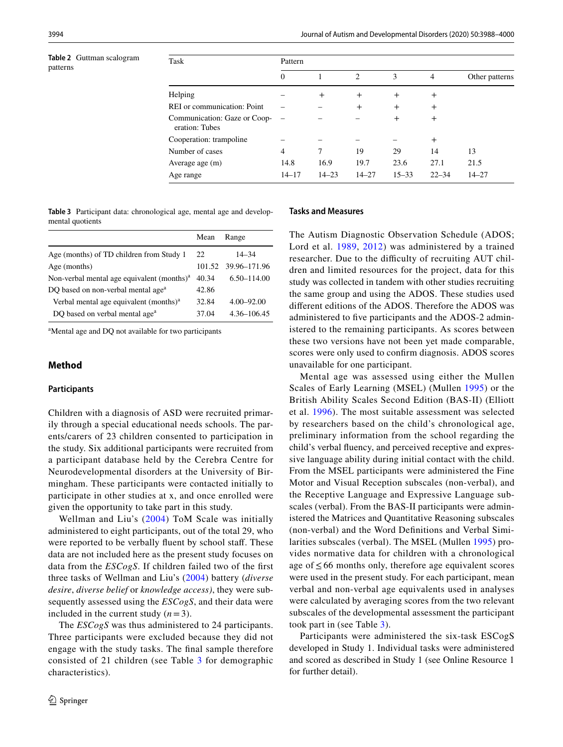**Table 2** Guttman scalogram patterns

| Task | Pattern | | | | | |
|---|---|---|---|---|---|---|
| | 0 | 1 | 2 | 3 | 4 | Other patterns |
| Helping | – | + | + | + | + | |
| REI or communication: Point | – | – | + | + | + | |
| Communication: Gaze or Cooperation: Tubes | – | – | – | + | + | |
| Cooperation: trampoline | – | – | – | – | + | |
| Number of cases | 4 | 7 | 19 | 29 | 14 | 13 |
| Average age (m) | 14.8 | 16.9 | 19.7 | 23.6 | 27.1 | 21.5 |
| Age range | 14–17 | 14–23 | 14–27 | 15–33 | 22–34 | 14–27 |

**Table 3** Participant data: chronological age, mental age and developmental quotients

| | Mean | Range |
|---|---|---|
| Age (months) of TD children from Study 1 | 22 | 14–34 |
| Age (months) | 101.52 | 39.96–171.96 |
| Non-verbal mental age equivalent (months)[a] | 40.34 | 6.50–114.00 |
| DQ based on non-verbal mental age[a] | 42.86 | |
| Verbal mental age equivalent (months)[a] | 32.84 | 4.00–92.00 |
| DQ based on verbal mental age[a] | 37.04 | 4.36–106.45 |

[a]Mental age and DQ not available for two participants

## Method

### Participants

Children with a diagnosis of ASD were recruited primarily through a special educational needs schools. The parents/carers of 23 children consented to participation in the study. Six additional participants were recruited from a participant database held by the Cerebra Centre for Neurodevelopmental disorders at the University of Birmingham. These participants were contacted initially to participate in other studies at x, and once enrolled were given the opportunity to take part in this study.

Wellman and Liu's (2004) ToM Scale was initially administered to eight participants, out of the total 29, who were reported to be verbally fluent by school staff. These data are not included here as the present study focuses on data from the *ESCogS*. If children failed two of the first three tasks of Wellman and Liu's (2004) battery (*diverse desire*, *diverse belief* or *knowledge access)*, they were subsequently assessed using the *ESCogS*, and their data were included in the current study ($n = 3$).

The *ESCogS* was thus administered to 24 participants. Three participants were excluded because they did not engage with the study tasks. The final sample therefore consisted of 21 children (see Table 3 for demographic characteristics).

### Tasks and Measures

The Autism Diagnostic Observation Schedule (ADOS; Lord et al. 1989, 2012) was administered by a trained researcher. Due to the difficulty of recruiting AUT children and limited resources for the project, data for this study was collected in tandem with other studies recruiting the same group and using the ADOS. These studies used different editions of the ADOS. Therefore the ADOS was administered to five participants and the ADOS-2 administered to the remaining participants. As scores between these two versions have not been yet made comparable, scores were only used to confirm diagnosis. ADOS scores unavailable for one participant.

Mental age was assessed using either the Mullen Scales of Early Learning (MSEL) (Mullen 1995) or the British Ability Scales Second Edition (BAS-II) (Elliott et al. 1996). The most suitable assessment was selected by researchers based on the child's chronological age, preliminary information from the school regarding the child's verbal fluency, and perceived receptive and expressive language ability during initial contact with the child. From the MSEL participants were administered the Fine Motor and Visual Reception subscales (non-verbal), and the Receptive Language and Expressive Language subscales (verbal). From the BAS-II participants were administered the Matrices and Quantitative Reasoning subscales (non-verbal) and the Word Definitions and Verbal Similarities subscales (verbal). The MSEL (Mullen 1995) provides normative data for children with a chronological age of $\leq 66$ months only, therefore age equivalent scores were used in the present study. For each participant, mean verbal and non-verbal age equivalents used in analyses were calculated by averaging scores from the two relevant subscales of the developmental assessment the participant took part in (see Table 3).

Participants were administered the six-task ESCogS developed in Study 1. Individual tasks were administered and scored as described in Study 1 (see Online Resource 1 for further detail).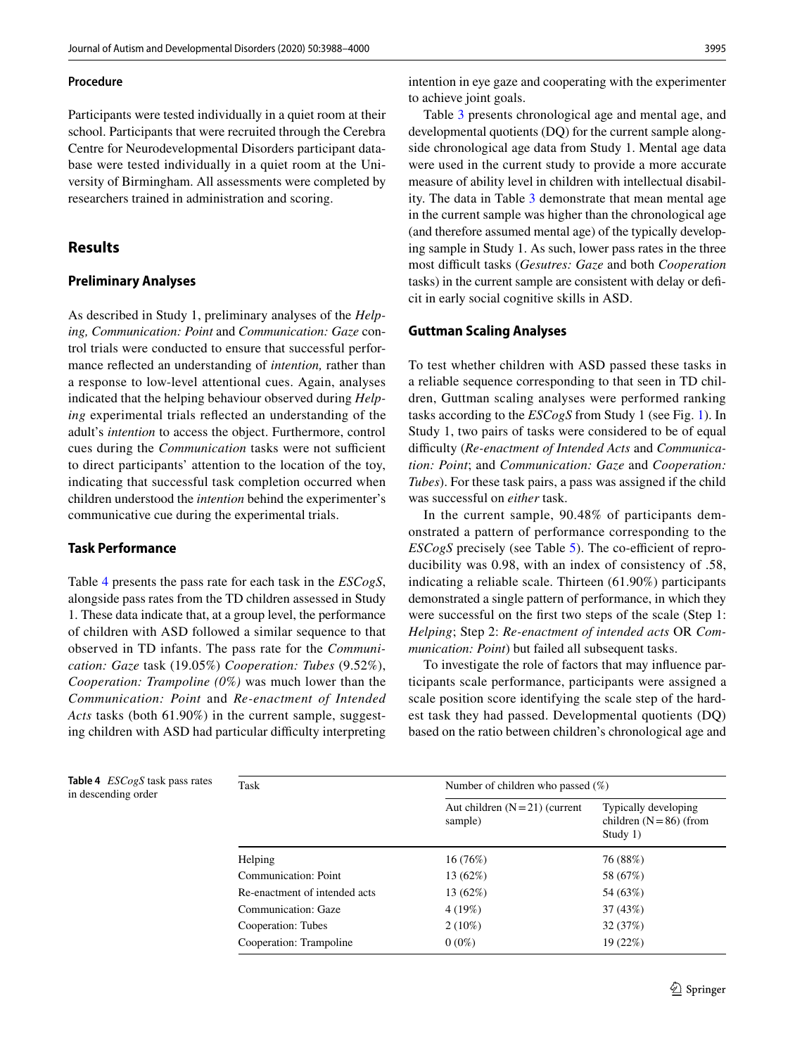### Procedure

Participants were tested individually in a quiet room at their school. Participants that were recruited through the Cerebra Centre for Neurodevelopmental Disorders participant database were tested individually in a quiet room at the University of Birmingham. All assessments were completed by researchers trained in administration and scoring.

## Results

### Preliminary Analyses

As described in Study 1, preliminary analyses of the *Helping, Communication: Point* and *Communication: Gaze* control trials were conducted to ensure that successful performance reflected an understanding of *intention,* rather than a response to low-level attentional cues. Again, analyses indicated that the helping behaviour observed during *Helping* experimental trials reflected an understanding of the adult's *intention* to access the object. Furthermore, control cues during the *Communication* tasks were not sufficient to direct participants' attention to the location of the toy, indicating that successful task completion occurred when children understood the *intention* behind the experimenter's communicative cue during the experimental trials.

### Task Performance

Table 4 presents the pass rate for each task in the *ESCogS*, alongside pass rates from the TD children assessed in Study 1. These data indicate that, at a group level, the performance of children with ASD followed a similar sequence to that observed in TD infants. The pass rate for the *Communication: Gaze* task (19.05%) *Cooperation: Tubes* (9.52%), *Cooperation: Trampoline (0%)* was much lower than the *Communication: Point* and *Re-enactment of Intended Acts* tasks (both 61.90%) in the current sample, suggesting children with ASD had particular difficulty interpreting intention in eye gaze and cooperating with the experimenter to achieve joint goals.

Table 3 presents chronological age and mental age, and developmental quotients (DQ) for the current sample alongside chronological age data from Study 1. Mental age data were used in the current study to provide a more accurate measure of ability level in children with intellectual disability. The data in Table 3 demonstrate that mean mental age in the current sample was higher than the chronological age (and therefore assumed mental age) of the typically developing sample in Study 1. As such, lower pass rates in the three most difficult tasks (*Gesutres: Gaze* and both *Cooperation* tasks) in the current sample are consistent with delay or deficit in early social cognitive skills in ASD.

### Guttman Scaling Analyses

To test whether children with ASD passed these tasks in a reliable sequence corresponding to that seen in TD children, Guttman scaling analyses were performed ranking tasks according to the *ESCogS* from Study 1 (see Fig. 1). In Study 1, two pairs of tasks were considered to be of equal difficulty (*Re-enactment of Intended Acts* and *Communication: Point*; and *Communication: Gaze* and *Cooperation: Tubes*). For these task pairs, a pass was assigned if the child was successful on *either* task.

In the current sample, 90.48% of participants demonstrated a pattern of performance corresponding to the *ESCogS* precisely (see Table 5). The co-efficient of reproducibility was 0.98, with an index of consistency of .58, indicating a reliable scale. Thirteen (61.90%) participants demonstrated a single pattern of performance, in which they were successful on the first two steps of the scale (Step 1: *Helping*; Step 2: *Re-enactment of intended acts* OR *Communication: Point*) but failed all subsequent tasks.

To investigate the role of factors that may influence participants scale performance, participants were assigned a scale position score identifying the scale step of the hardest task they had passed. Developmental quotients (DQ) based on the ratio between children's chronological age and

**Table 4** *ESCogS* task pass rates in descending order

| Task | Number of children who passed (%) | |
|---|---|---|
| | Aut children (N = 21) (current sample) | Typically developing children (N = 86) (from Study 1) |
| Helping | 16 (76%) | 76 (88%) |
| Communication: Point | 13 (62%) | 58 (67%) |
| Re-enactment of intended acts | 13 (62%) | 54 (63%) |
| Communication: Gaze | 4 (19%) | 37 (43%) |
| Cooperation: Tubes | 2 (10%) | 32 (37%) |
| Cooperation: Trampoline | 0 (0%) | 19 (22%) |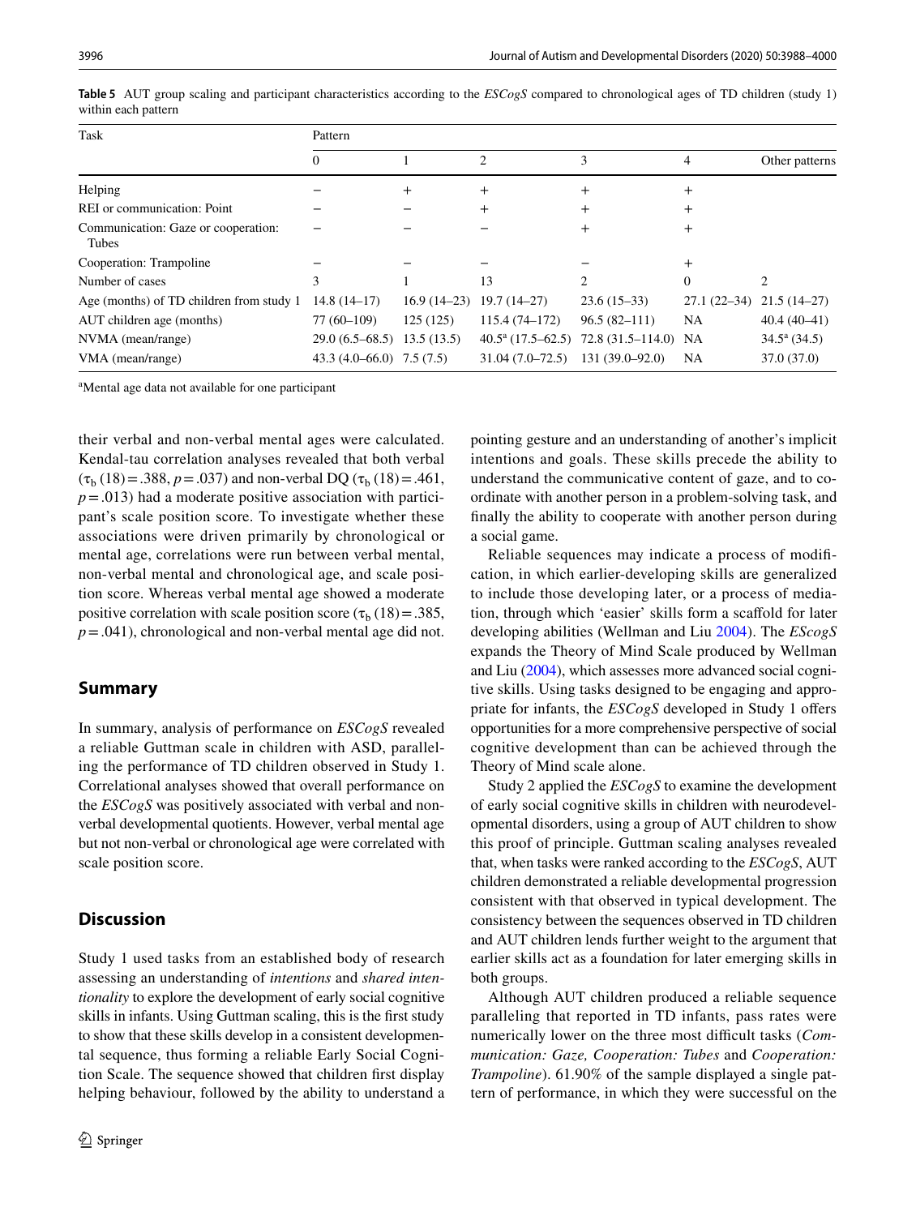**Table 5** AUT group scaling and participant characteristics according to the *ESCogS* compared to chronological ages of TD children (study 1) within each pattern

| Task | Pattern | | | | | |
|---|---|---|---|---|---|---|
| | 0 | 1 | 2 | 3 | 4 | Other patterns |
| Helping | − | + | + | + | + | |
| REI or communication: Point | − | − | + | + | + | |
| Communication: Gaze or cooperation: Tubes | − | − | − | + | + | |
| Cooperation: Trampoline | − | − | − | − | + | |
| Number of cases | 3 | 1 | 13 | 2 | 0 | 2 |
| Age (months) of TD children from study 1 | 14.8 (14–17) | 16.9 (14–23) | 19.7 (14–27) | 23.6 (15–33) | 27.1 (22–34) | 21.5 (14–27) |
| AUT children age (months) | 77 (60–109) | 125 (125) | 115.4 (74–172) | 96.5 (82–111) | NA | 40.4 (40–41) |
| NVMA (mean/range) | 29.0 (6.5–68.5) | 13.5 (13.5) | 40.5[a] (17.5–62.5) | 72.8 (31.5–114.0) | NA | 34.5[a] (34.5) |
| VMA (mean/range) | 43.3 (4.0–66.0) | 7.5 (7.5) | 31.04 (7.0–72.5) | 131 (39.0–92.0) | NA | 37.0 (37.0) |

[a]Mental age data not available for one participant

their verbal and non-verbal mental ages were calculated. Kendal-tau correlation analyses revealed that both verbal ($\tau_b$ (18) = .388, $p$ = .037) and non-verbal DQ ($\tau_b$ (18) = .461, $p$ = .013) had a moderate positive association with participant's scale position score. To investigate whether these associations were driven primarily by chronological or mental age, correlations were run between verbal mental, non-verbal mental and chronological age, and scale position score. Whereas verbal mental age showed a moderate positive correlation with scale position score ($\tau_b$ (18) = .385, $p$ = .041), chronological and non-verbal mental age did not.

## Summary

In summary, analysis of performance on *ESCogS* revealed a reliable Guttman scale in children with ASD, paralleling the performance of TD children observed in Study 1. Correlational analyses showed that overall performance on the *ESCogS* was positively associated with verbal and non-verbal developmental quotients. However, verbal mental age but not non-verbal or chronological age were correlated with scale position score.

## Discussion

Study 1 used tasks from an established body of research assessing an understanding of *intentions* and *shared intentionality* to explore the development of early social cognitive skills in infants. Using Guttman scaling, this is the first study to show that these skills develop in a consistent developmental sequence, thus forming a reliable Early Social Cognition Scale. The sequence showed that children first display helping behaviour, followed by the ability to understand a pointing gesture and an understanding of another's implicit intentions and goals. These skills precede the ability to understand the communicative content of gaze, and to co-ordinate with another person in a problem-solving task, and finally the ability to cooperate with another person during a social game.

Reliable sequences may indicate a process of modification, in which earlier-developing skills are generalized to include those developing later, or a process of mediation, through which 'easier' skills form a scaffold for later developing abilities (Wellman and Liu 2004). The *EScogS* expands the Theory of Mind Scale produced by Wellman and Liu (2004), which assesses more advanced social cognitive skills. Using tasks designed to be engaging and appropriate for infants, the *ESCogS* developed in Study 1 offers opportunities for a more comprehensive perspective of social cognitive development than can be achieved through the Theory of Mind scale alone.

Study 2 applied the *ESCogS* to examine the development of early social cognitive skills in children with neurodevelopmental disorders, using a group of AUT children to show this proof of principle. Guttman scaling analyses revealed that, when tasks were ranked according to the *ESCogS*, AUT children demonstrated a reliable developmental progression consistent with that observed in typical development. The consistency between the sequences observed in TD children and AUT children lends further weight to the argument that earlier skills act as a foundation for later emerging skills in both groups.

Although AUT children produced a reliable sequence paralleling that reported in TD infants, pass rates were numerically lower on the three most difficult tasks (*Communication: Gaze, Cooperation: Tubes* and *Cooperation: Trampoline*). 61.90% of the sample displayed a single pattern of performance, in which they were successful on the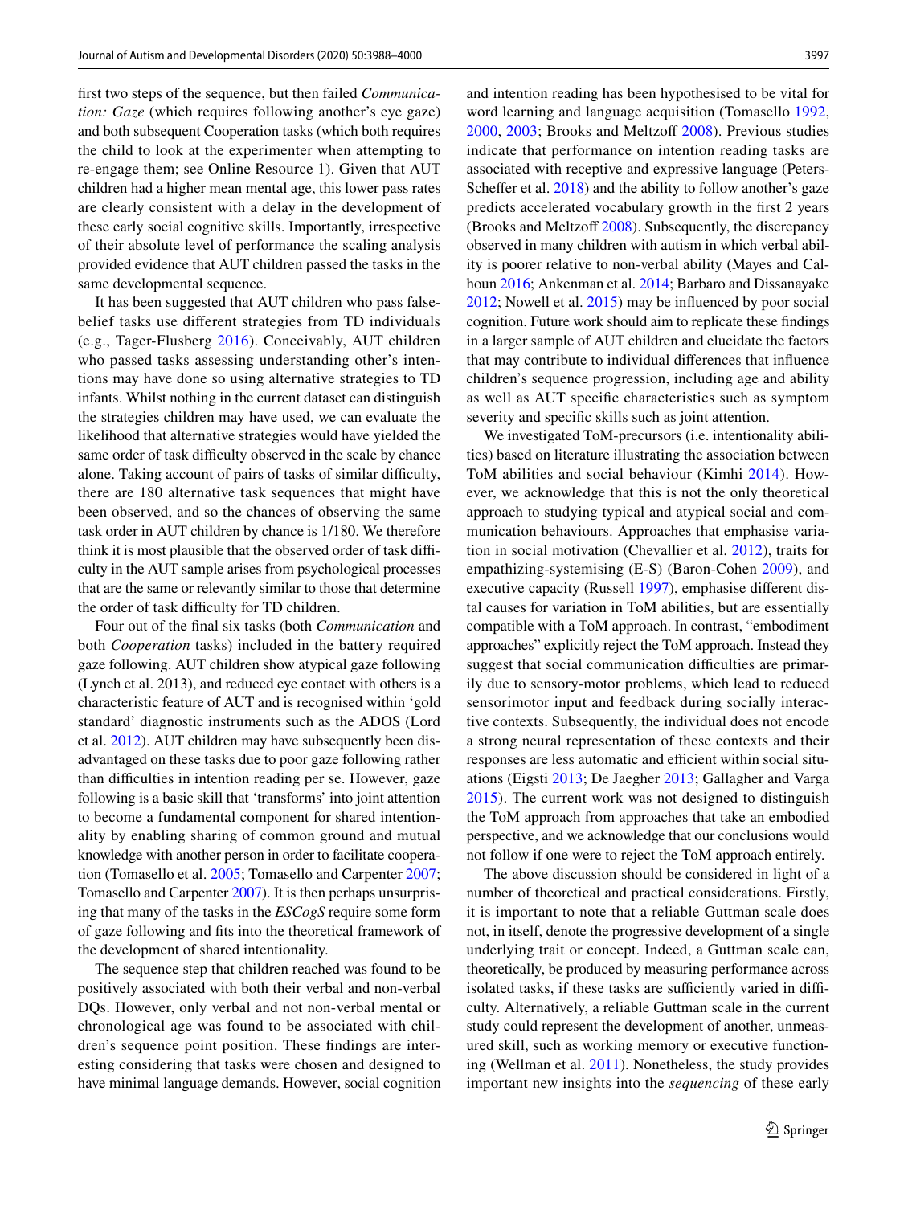first two steps of the sequence, but then failed *Communication: Gaze* (which requires following another's eye gaze) and both subsequent Cooperation tasks (which both requires the child to look at the experimenter when attempting to re-engage them; see Online Resource 1). Given that AUT children had a higher mean mental age, this lower pass rates are clearly consistent with a delay in the development of these early social cognitive skills. Importantly, irrespective of their absolute level of performance the scaling analysis provided evidence that AUT children passed the tasks in the same developmental sequence.

It has been suggested that AUT children who pass false-belief tasks use different strategies from TD individuals (e.g., Tager-Flusberg 2016). Conceivably, AUT children who passed tasks assessing understanding other's intentions may have done so using alternative strategies to TD infants. Whilst nothing in the current dataset can distinguish the strategies children may have used, we can evaluate the likelihood that alternative strategies would have yielded the same order of task difficulty observed in the scale by chance alone. Taking account of pairs of tasks of similar difficulty, there are 180 alternative task sequences that might have been observed, and so the chances of observing the same task order in AUT children by chance is 1/180. We therefore think it is most plausible that the observed order of task difficulty in the AUT sample arises from psychological processes that are the same or relevantly similar to those that determine the order of task difficulty for TD children.

Four out of the final six tasks (both *Communication* and both *Cooperation* tasks) included in the battery required gaze following. AUT children show atypical gaze following (Lynch et al. 2013), and reduced eye contact with others is a characteristic feature of AUT and is recognised within 'gold standard' diagnostic instruments such as the ADOS (Lord et al. 2012). AUT children may have subsequently been disadvantaged on these tasks due to poor gaze following rather than difficulties in intention reading per se. However, gaze following is a basic skill that 'transforms' into joint attention to become a fundamental component for shared intentionality by enabling sharing of common ground and mutual knowledge with another person in order to facilitate cooperation (Tomasello et al. 2005; Tomasello and Carpenter 2007; Tomasello and Carpenter 2007). It is then perhaps unsurprising that many of the tasks in the *ESCogS* require some form of gaze following and fits into the theoretical framework of the development of shared intentionality.

The sequence step that children reached was found to be positively associated with both their verbal and non-verbal DQs. However, only verbal and not non-verbal mental or chronological age was found to be associated with children's sequence point position. These findings are interesting considering that tasks were chosen and designed to have minimal language demands. However, social cognition and intention reading has been hypothesised to be vital for word learning and language acquisition (Tomasello 1992, 2000, 2003; Brooks and Meltzoff 2008). Previous studies indicate that performance on intention reading tasks are associated with receptive and expressive language (Peters-Scheffer et al. 2018) and the ability to follow another's gaze predicts accelerated vocabulary growth in the first 2 years (Brooks and Meltzoff 2008). Subsequently, the discrepancy observed in many children with autism in which verbal ability is poorer relative to non-verbal ability (Mayes and Calhoun 2016; Ankenman et al. 2014; Barbaro and Dissanayake 2012; Nowell et al. 2015) may be influenced by poor social cognition. Future work should aim to replicate these findings in a larger sample of AUT children and elucidate the factors that may contribute to individual differences that influence children's sequence progression, including age and ability as well as AUT specific characteristics such as symptom severity and specific skills such as joint attention.

We investigated ToM-precursors (i.e. intentionality abilities) based on literature illustrating the association between ToM abilities and social behaviour (Kimhi 2014). However, we acknowledge that this is not the only theoretical approach to studying typical and atypical social and communication behaviours. Approaches that emphasise variation in social motivation (Chevallier et al. 2012), traits for empathizing-systemising (E-S) (Baron-Cohen 2009), and executive capacity (Russell 1997), emphasise different distal causes for variation in ToM abilities, but are essentially compatible with a ToM approach. In contrast, "embodiment approaches" explicitly reject the ToM approach. Instead they suggest that social communication difficulties are primarily due to sensory-motor problems, which lead to reduced sensorimotor input and feedback during socially interactive contexts. Subsequently, the individual does not encode a strong neural representation of these contexts and their responses are less automatic and efficient within social situations (Eigsti 2013; De Jaegher 2013; Gallagher and Varga 2015). The current work was not designed to distinguish the ToM approach from approaches that take an embodied perspective, and we acknowledge that our conclusions would not follow if one were to reject the ToM approach entirely.

The above discussion should be considered in light of a number of theoretical and practical considerations. Firstly, it is important to note that a reliable Guttman scale does not, in itself, denote the progressive development of a single underlying trait or concept. Indeed, a Guttman scale can, theoretically, be produced by measuring performance across isolated tasks, if these tasks are sufficiently varied in difficulty. Alternatively, a reliable Guttman scale in the current study could represent the development of another, unmeasured skill, such as working memory or executive functioning (Wellman et al. 2011). Nonetheless, the study provides important new insights into the *sequencing* of these early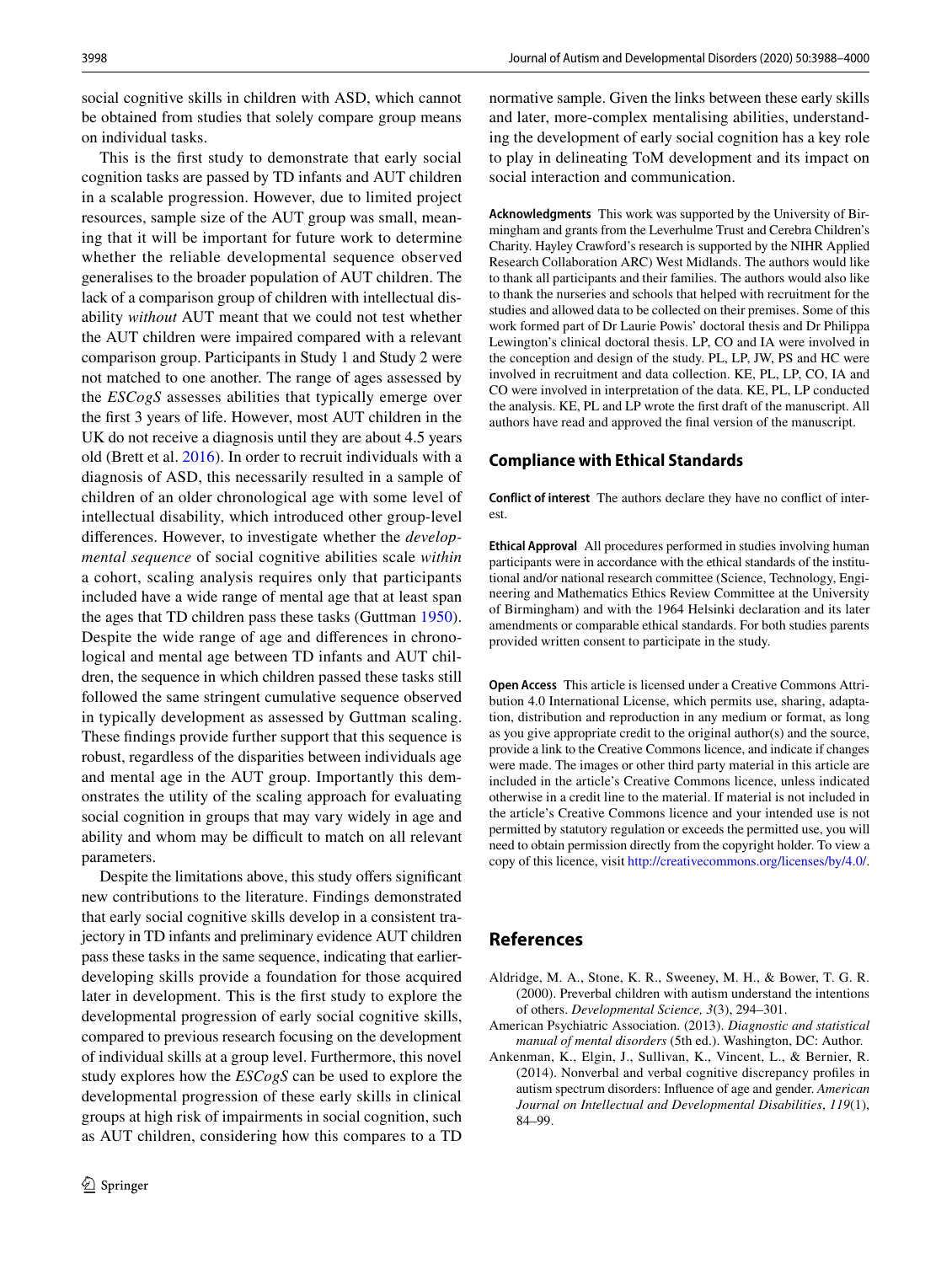social cognitive skills in children with ASD, which cannot be obtained from studies that solely compare group means on individual tasks.

This is the first study to demonstrate that early social cognition tasks are passed by TD infants and AUT children in a scalable progression. However, due to limited project resources, sample size of the AUT group was small, meaning that it will be important for future work to determine whether the reliable developmental sequence observed generalises to the broader population of AUT children. The lack of a comparison group of children with intellectual disability *without* AUT meant that we could not test whether the AUT children were impaired compared with a relevant comparison group. Participants in Study 1 and Study 2 were not matched to one another. The range of ages assessed by the *ESCogS* assesses abilities that typically emerge over the first 3 years of life. However, most AUT children in the UK do not receive a diagnosis until they are about 4.5 years old (Brett et al. 2016). In order to recruit individuals with a diagnosis of ASD, this necessarily resulted in a sample of children of an older chronological age with some level of intellectual disability, which introduced other group-level differences. However, to investigate whether the *developmental sequence* of social cognitive abilities scale *within* a cohort, scaling analysis requires only that participants included have a wide range of mental age that at least span the ages that TD children pass these tasks (Guttman 1950). Despite the wide range of age and differences in chronological and mental age between TD infants and AUT children, the sequence in which children passed these tasks still followed the same stringent cumulative sequence observed in typically development as assessed by Guttman scaling. These findings provide further support that this sequence is robust, regardless of the disparities between individuals age and mental age in the AUT group. Importantly this demonstrates the utility of the scaling approach for evaluating social cognition in groups that may vary widely in age and ability and whom may be difficult to match on all relevant parameters.

Despite the limitations above, this study offers significant new contributions to the literature. Findings demonstrated that early social cognitive skills develop in a consistent trajectory in TD infants and preliminary evidence AUT children pass these tasks in the same sequence, indicating that earlier-developing skills provide a foundation for those acquired later in development. This is the first study to explore the developmental progression of early social cognitive skills, compared to previous research focusing on the development of individual skills at a group level. Furthermore, this novel study explores how the *ESCogS* can be used to explore the developmental progression of these early skills in clinical groups at high risk of impairments in social cognition, such as AUT children, considering how this compares to a TD normative sample. Given the links between these early skills and later, more-complex mentalising abilities, understanding the development of early social cognition has a key role to play in delineating ToM development and its impact on social interaction and communication.

**Acknowledgments** This work was supported by the University of Birmingham and grants from the Leverhulme Trust and Cerebra Children's Charity. Hayley Crawford's research is supported by the NIHR Applied Research Collaboration ARC) West Midlands. The authors would like to thank all participants and their families. The authors would also like to thank the nurseries and schools that helped with recruitment for the studies and allowed data to be collected on their premises. Some of this work formed part of Dr Laurie Powis' doctoral thesis and Dr Philippa Lewington's clinical doctoral thesis. LP, CO and IA were involved in the conception and design of the study. PL, LP, JW, PS and HC were involved in recruitment and data collection. KE, PL, LP, CO, IA and CO were involved in interpretation of the data. KE, PL, LP conducted the analysis. KE, PL and LP wrote the first draft of the manuscript. All authors have read and approved the final version of the manuscript.

## Compliance with Ethical Standards

**Conflict of interest** The authors declare they have no conflict of interest.

**Ethical Approval** All procedures performed in studies involving human participants were in accordance with the ethical standards of the institutional and/or national research committee (Science, Technology, Engineering and Mathematics Ethics Review Committee at the University of Birmingham) and with the 1964 Helsinki declaration and its later amendments or comparable ethical standards. For both studies parents provided written consent to participate in the study.

**Open Access** This article is licensed under a Creative Commons Attribution 4.0 International License, which permits use, sharing, adaptation, distribution and reproduction in any medium or format, as long as you give appropriate credit to the original author(s) and the source, provide a link to the Creative Commons licence, and indicate if changes were made. The images or other third party material in this article are included in the article's Creative Commons licence, unless indicated otherwise in a credit line to the material. If material is not included in the article's Creative Commons licence and your intended use is not permitted by statutory regulation or exceeds the permitted use, you will need to obtain permission directly from the copyright holder. To view a copy of this licence, visit http://creativecommons.org/licenses/by/4.0/.

## References

Aldridge, M. A., Stone, K. R., Sweeney, M. H., & Bower, T. G. R. (2000). Preverbal children with autism understand the intentions of others. *Developmental Science, 3*(3), 294–301.

American Psychiatric Association. (2013). *Diagnostic and statistical manual of mental disorders* (5th ed.). Washington, DC: Author.

Ankenman, K., Elgin, J., Sullivan, K., Vincent, L., & Bernier, R. (2014). Nonverbal and verbal cognitive discrepancy profiles in autism spectrum disorders: Influence of age and gender. *American Journal on Intellectual and Developmental Disabilities*, *119*(1), 84–99.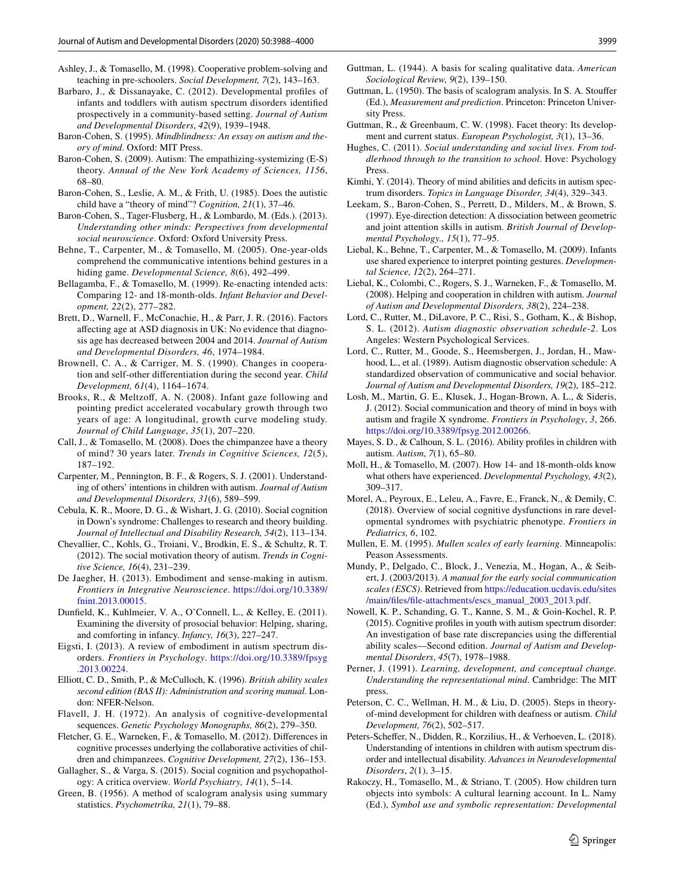Ashley, J., & Tomasello, M. (1998). Cooperative problem-solving and teaching in pre-schoolers. *Social Development, 7*(2), 143–163.

Barbaro, J., & Dissanayake, C. (2012). Developmental profiles of infants and toddlers with autism spectrum disorders identified prospectively in a community-based setting. *Journal of Autism and Developmental Disorders*, *42*(9), 1939–1948.

Baron-Cohen, S. (1995). *Mindblindness: An essay on autism and theory of mind*. Oxford: MIT Press.

Baron-Cohen, S. (2009). Autism: The empathizing-systemizing (E-S) theory. *Annual of the New York Academy of Sciences, 1156*, 68–80.

Baron-Cohen, S., Leslie, A. M., & Frith, U. (1985). Does the autistic child have a "theory of mind"? *Cognition, 21*(1), 37–46.

Baron-Cohen, S., Tager-Flusberg, H., & Lombardo, M. (Eds.). (2013). *Understanding other minds: Perspectives from developmental social neuroscience*. Oxford: Oxford University Press.

Behne, T., Carpenter, M., & Tomasello, M. (2005). One-year-olds comprehend the communicative intentions behind gestures in a hiding game. *Developmental Science, 8*(6), 492–499.

Bellagamba, F., & Tomasello, M. (1999). Re-enacting intended acts: Comparing 12- and 18-month-olds. *Infant Behavior and Development, 22*(2), 277–282.

Brett, D., Warnell, F., McConachie, H., & Parr, J. R. (2016). Factors affecting age at ASD diagnosis in UK: No evidence that diagnosis age has decreased between 2004 and 2014. *Journal of Autism and Developmental Disorders, 46*, 1974–1984.

Brownell, C. A., & Carriger, M. S. (1990). Changes in cooperation and self-other differentiation during the second year. *Child Development, 61*(4), 1164–1674.

Brooks, R., & Meltzoff, A. N. (2008). Infant gaze following and pointing predict accelerated vocabulary growth through two years of age: A longitudinal, growth curve modeling study. *Journal of Child Language*, *35*(1), 207–220.

Call, J., & Tomasello, M. (2008). Does the chimpanzee have a theory of mind? 30 years later. *Trends in Cognitive Sciences, 12*(5), 187–192.

Carpenter, M., Pennington, B. F., & Rogers, S. J. (2001). Understanding of others' intentions in children with autism. *Journal of Autism and Developmental Disorders, 31*(6), 589–599.

Cebula, K. R., Moore, D. G., & Wishart, J. G. (2010). Social cognition in Down's syndrome: Challenges to research and theory building. *Journal of Intellectual and Disability Research, 54*(2), 113–134.

Chevallier, C., Kohls, G., Troiani, V., Brodkin, E. S., & Schultz, R. T. (2012). The social motivation theory of autism. *Trends in Cognitive Science, 16*(4), 231–239.

De Jaegher, H. (2013). Embodiment and sense-making in autism. *Frontiers in Integrative Neuroscience*. https://doi.org/10.3389/fnint.2013.00015.

Dunfield, K., Kuhlmeier, V. A., O'Connell, L., & Kelley, E. (2011). Examining the diversity of prosocial behavior: Helping, sharing, and comforting in infancy. *Infancy, 16*(3), 227–247.

Eigsti, I. (2013). A review of embodiment in autism spectrum disorders. *Frontiers in Psychology*. https://doi.org/10.3389/fpsyg.2013.00224.

Elliott, C. D., Smith, P., & McCulloch, K. (1996). *British ability scales second edition (BAS II): Administration and scoring manual*. London: NFER-Nelson.

Flavell, J. H. (1972). An analysis of cognitive-developmental sequences. *Genetic Psychology Monographs, 86*(2), 279–350.

Fletcher, G. E., Warneken, F., & Tomasello, M. (2012). Differences in cognitive processes underlying the collaborative activities of children and chimpanzees. *Cognitive Development, 27*(2), 136–153.

Gallagher, S., & Varga, S. (2015). Social cognition and psychopathology: A critica overview. *World Psychiatry, 14*(1), 5–14.

Green, B. (1956). A method of scalogram analysis using summary statistics. *Psychometrika, 21*(1), 79–88.

Guttman, L. (1944). A basis for scaling qualitative data. *American Sociological Review, 9*(2), 139–150.

Guttman, L. (1950). The basis of scalogram analysis. In S. A. Stouffer (Ed.), *Measurement and prediction*. Princeton: Princeton University Press.

Guttman, R., & Greenbaum, C. W. (1998). Facet theory: Its development and current status. *European Psychologist, 3*(1), 13–36.

Hughes, C. (2011). *Social understanding and social lives. From toddlerhood through to the transition to school*. Hove: Psychology Press.

Kimhi, Y. (2014). Theory of mind abilities and deficits in autism spectrum disorders. *Topics in Language Disorder, 34*(4), 329–343.

Leekam, S., Baron-Cohen, S., Perrett, D., Milders, M., & Brown, S. (1997). Eye-direction detection: A dissociation between geometric and joint attention skills in autism. *British Journal of Developmental Psychology., 15*(1), 77–95.

Liebal, K., Behne, T., Carpenter, M., & Tomasello, M. (2009). Infants use shared experience to interpret pointing gestures. *Developmental Science, 12*(2), 264–271.

Liebal, K., Colombi, C., Rogers, S. J., Warneken, F., & Tomasello, M. (2008). Helping and cooperation in children with autism. *Journal of Autism and Developmental Disorders, 38*(2), 224–238.

Lord, C., Rutter, M., DiLavore, P. C., Risi, S., Gotham, K., & Bishop, S. L. (2012). *Autism diagnostic observation schedule-2*. Los Angeles: Western Psychological Services.

Lord, C., Rutter, M., Goode, S., Heemsbergen, J., Jordan, H., Mawhood, L., et al. (1989). Autism diagnostic observation schedule: A standardized observation of communicative and social behavior. *Journal of Autism and Developmental Disorders, 19*(2), 185–212.

Losh, M., Martin, G. E., Klusek, J., Hogan-Brown, A. L., & Sideris, J. (2012). Social communication and theory of mind in boys with autism and fragile X syndrome. *Frontiers in Psychology*, *3*, 266. https://doi.org/10.3389/fpsyg.2012.00266.

Mayes, S. D., & Calhoun, S. L. (2016). Ability profiles in children with autism. *Autism*, *7*(1), 65–80.

Moll, H., & Tomasello, M. (2007). How 14- and 18-month-olds know what others have experienced. *Developmental Psychology, 43*(2), 309–317.

Morel, A., Peyroux, E., Leleu, A., Favre, E., Franck, N., & Demily, C. (2018). Overview of social cognitive dysfunctions in rare developmental syndromes with psychiatric phenotype. *Frontiers in Pediatrics, 6*, 102.

Mullen, E. M. (1995). *Mullen scales of early learning*. Minneapolis: Peason Assessments.

Mundy, P., Delgado, C., Block, J., Venezia, M., Hogan, A., & Seibert, J. (2003/2013). *A manual for the early social communication scales (ESCS)*. Retrieved from https://education.ucdavis.edu/sites/main/files/file-attachments/escs_manual_2003_2013.pdf.

Nowell, K. P., Schanding, G. T., Kanne, S. M., & Goin-Kochel, R. P. (2015). Cognitive profiles in youth with autism spectrum disorder: An investigation of base rate discrepancies using the differential ability scales—Second edition. *Journal of Autism and Developmental Disorders*, *45*(7), 1978–1988.

Perner, J. (1991). *Learning, development, and conceptual change. Understanding the representational mind*. Cambridge: The MIT press.

Peterson, C. C., Wellman, H. M., & Liu, D. (2005). Steps in theory-of-mind development for children with deafness or autism. *Child Development, 76*(2), 502–517.

Peters-Scheffer, N., Didden, R., Korzilius, H., & Verhoeven, L. (2018). Understanding of intentions in children with autism spectrum disorder and intellectual disability. *Advances in Neurodevelopmental Disorders*, *2*(1), 3–15.

Rakoczy, H., Tomasello, M., & Striano, T. (2005). How children turn objects into symbols: A cultural learning account. In L. Namy (Ed.), *Symbol use and symbolic representation: Developmental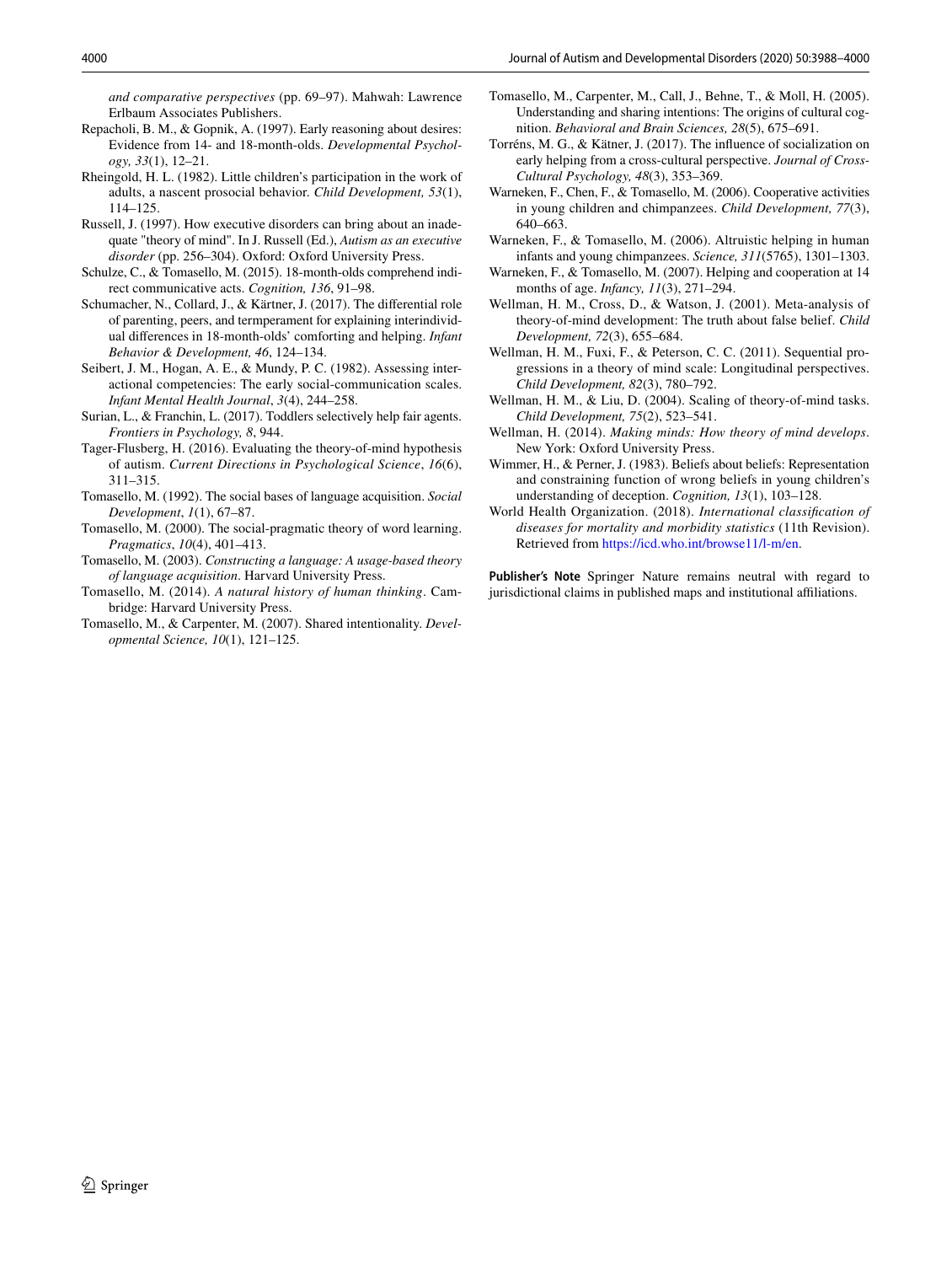*and comparative perspectives* (pp. 69–97). Mahwah: Lawrence Erlbaum Associates Publishers.

Repacholi, B. M., & Gopnik, A. (1997). Early reasoning about desires: Evidence from 14- and 18-month-olds. *Developmental Psychology, 33*(1), 12–21.

Rheingold, H. L. (1982). Little children's participation in the work of adults, a nascent prosocial behavior. *Child Development, 53*(1), 114–125.

Russell, J. (1997). How executive disorders can bring about an inadequate "theory of mind". In J. Russell (Ed.), *Autism as an executive disorder* (pp. 256–304). Oxford: Oxford University Press.

Schulze, C., & Tomasello, M. (2015). 18-month-olds comprehend indirect communicative acts. *Cognition, 136*, 91–98.

Schumacher, N., Collard, J., & Kärtner, J. (2017). The differential role of parenting, peers, and termperament for explaining interindividual differences in 18-month-olds' comforting and helping. *Infant Behavior & Development, 46*, 124–134.

Seibert, J. M., Hogan, A. E., & Mundy, P. C. (1982). Assessing interactional competencies: The early social-communication scales. *Infant Mental Health Journal*, *3*(4), 244–258.

Surian, L., & Franchin, L. (2017). Toddlers selectively help fair agents. *Frontiers in Psychology, 8*, 944.

Tager-Flusberg, H. (2016). Evaluating the theory-of-mind hypothesis of autism. *Current Directions in Psychological Science*, *16*(6), 311–315.

Tomasello, M. (1992). The social bases of language acquisition. *Social Development*, *1*(1), 67–87.

Tomasello, M. (2000). The social-pragmatic theory of word learning. *Pragmatics*, *10*(4), 401–413.

Tomasello, M. (2003). *Constructing a language: A usage-based theory of language acquisition*. Harvard University Press.

Tomasello, M. (2014). *A natural history of human thinking*. Cambridge: Harvard University Press.

Tomasello, M., & Carpenter, M. (2007). Shared intentionality. *Developmental Science, 10*(1), 121–125.

Tomasello, M., Carpenter, M., Call, J., Behne, T., & Moll, H. (2005). Understanding and sharing intentions: The origins of cultural cognition. *Behavioral and Brain Sciences, 28*(5), 675–691.

Torréns, M. G., & Kätner, J. (2017). The influence of socialization on early helping from a cross-cultural perspective. *Journal of Cross-Cultural Psychology, 48*(3), 353–369.

Warneken, F., Chen, F., & Tomasello, M. (2006). Cooperative activities in young children and chimpanzees. *Child Development, 77*(3), 640–663.

Warneken, F., & Tomasello, M. (2006). Altruistic helping in human infants and young chimpanzees. *Science, 311*(5765), 1301–1303.

Warneken, F., & Tomasello, M. (2007). Helping and cooperation at 14 months of age. *Infancy, 11*(3), 271–294.

Wellman, H. M., Cross, D., & Watson, J. (2001). Meta-analysis of theory-of-mind development: The truth about false belief. *Child Development, 72*(3), 655–684.

Wellman, H. M., Fuxi, F., & Peterson, C. C. (2011). Sequential progressions in a theory of mind scale: Longitudinal perspectives. *Child Development, 82*(3), 780–792.

Wellman, H. M., & Liu, D. (2004). Scaling of theory-of-mind tasks. *Child Development, 75*(2), 523–541.

Wellman, H. (2014). *Making minds: How theory of mind develops*. New York: Oxford University Press.

Wimmer, H., & Perner, J. (1983). Beliefs about beliefs: Representation and constraining function of wrong beliefs in young children's understanding of deception. *Cognition, 13*(1), 103–128.

World Health Organization. (2018). *International classification of diseases for mortality and morbidity statistics* (11th Revision). Retrieved from https://icd.who.int/browse11/l-m/en.

**Publisher's Note** Springer Nature remains neutral with regard to jurisdictional claims in published maps and institutional affiliations.